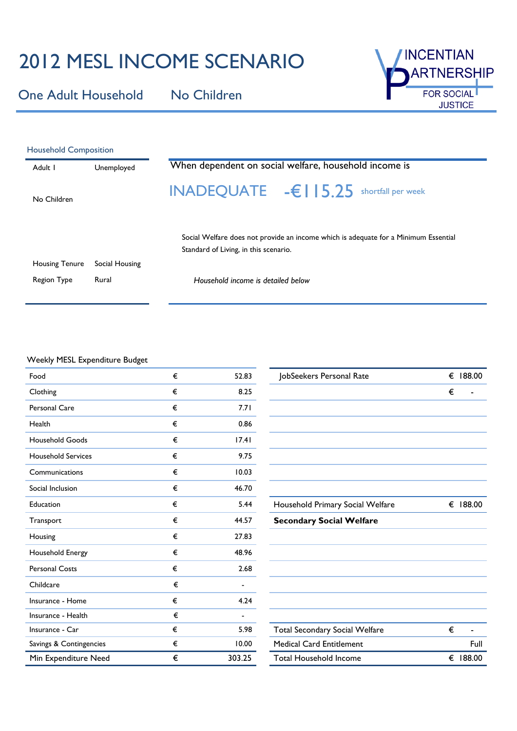# 2012 MESL INCOME SCENARIO

## One Adult Household No Children

VINCENTIAN PARTNERSHIP FOR SOCIAL JUSTICE

### Household Composition

| | |
|---|---|
| Adult 1 | Unemployed |
| No Children | |
| Housing Tenure | Social Housing |
| Region Type | Rural |

When dependent on social welfare, household income is

**INADEQUATE -€115.25** shortfall per week

Social Welfare does not provide an income which is adequate for a Minimum Essential Standard of Living, in this scenario.

*Household income is detailed below*

### Weekly MESL Expenditure Budget

| | | |
|---|---|---|
| Food | € | 52.83 |
| Clothing | € | 8.25 |
| Personal Care | € | 7.71 |
| Health | € | 0.86 |
| Household Goods | € | 17.41 |
| Household Services | € | 9.75 |
| Communications | € | 10.03 |
| Social Inclusion | € | 46.70 |
| Education | € | 5.44 |
| Transport | € | 44.57 |
| Housing | € | 27.83 |
| Household Energy | € | 48.96 |
| Personal Costs | € | 2.68 |
| Childcare | € | - |
| Insurance - Home | € | 4.24 |
| Insurance - Health | € | - |
| Insurance - Car | € | 5.98 |
| Savings & Contingencies | € | 10.00 |
| Min Expenditure Need | € | 303.25 |

| | |
|---|---|
| JobSeekers Personal Rate | € 188.00 |
| | € - |
| Household Primary Social Welfare | € 188.00 |
| **Secondary Social Welfare** | |
| Total Secondary Social Welfare | € - |
| Medical Card Entitlement | Full |
| Total Household Income | € 188.00 |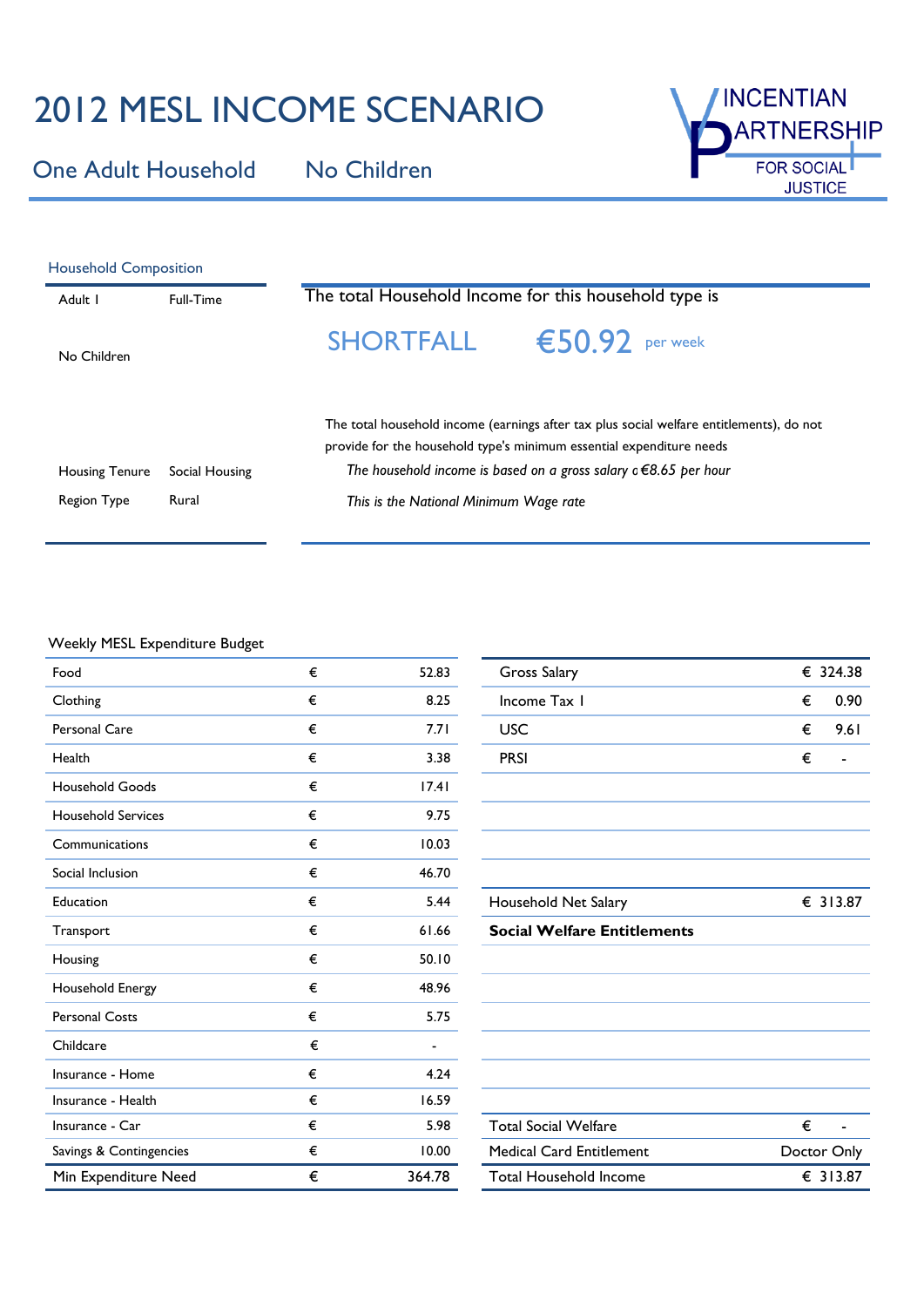# 2012 MESL INCOME SCENARIO

## One Adult Household　　No Children

VINCENTIAN PARTNERSHIP FOR SOCIAL JUSTICE

### Household Composition

| | |
|---|---|
| Adult 1 | Full-Time |
| No Children | |
| Housing Tenure | Social Housing |
| Region Type | Rural |

The total Household Income for this household type is

**SHORTFALL　€50.92** per week

The total household income (earnings after tax plus social welfare entitlements), do not provide for the household type's minimum essential expenditure needs

*The household income is based on a gross salary o €8.65 per hour*

*This is the National Minimum Wage rate*

### Weekly MESL Expenditure Budget

| | | |
|---|---|---|
| Food | € | 52.83 |
| Clothing | € | 8.25 |
| Personal Care | € | 7.71 |
| Health | € | 3.38 |
| Household Goods | € | 17.41 |
| Household Services | € | 9.75 |
| Communications | € | 10.03 |
| Social Inclusion | € | 46.70 |
| Education | € | 5.44 |
| Transport | € | 61.66 |
| Housing | € | 50.10 |
| Household Energy | € | 48.96 |
| Personal Costs | € | 5.75 |
| Childcare | € | - |
| Insurance - Home | € | 4.24 |
| Insurance - Health | € | 16.59 |
| Insurance - Car | € | 5.98 |
| Savings & Contingencies | € | 10.00 |
| Min Expenditure Need | € | 364.78 |

| | |
|---|---|
| Gross Salary | € 324.38 |
| Income Tax 1 | € 0.90 |
| USC | € 9.61 |
| PRSI | € - |
| Household Net Salary | € 313.87 |
| **Social Welfare Entitlements** | |
| Total Social Welfare | € - |
| Medical Card Entitlement | Doctor Only |
| Total Household Income | € 313.87 |